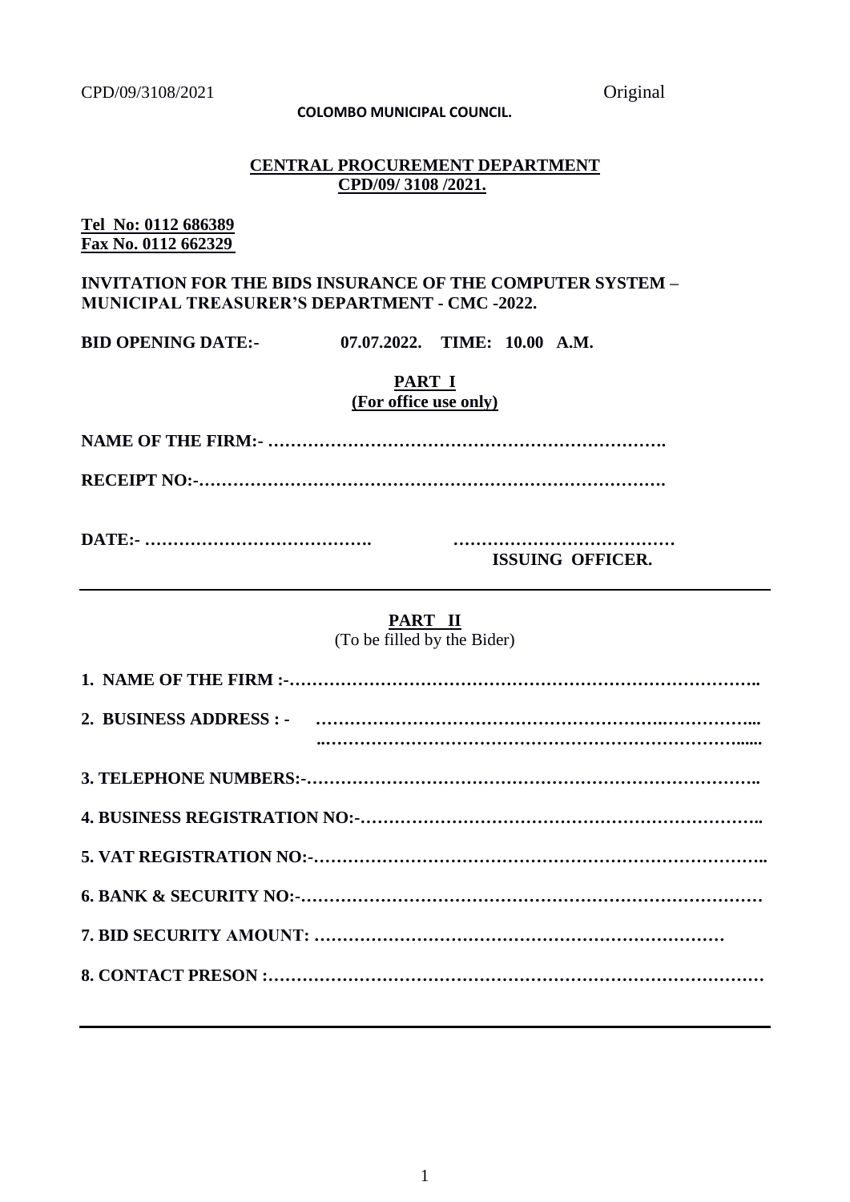CPD/09/3108/2021 Original

**COLOMBO MUNICIPAL COUNCIL.**

**CENTRAL PROCUREMENT DEPARTMENT**
**CPD/09/ 3108 /2021.**

**Tel No: 0112 686389**
**Fax No. 0112 662329**

**INVITATION FOR THE BIDS INSURANCE OF THE COMPUTER SYSTEM – MUNICIPAL TREASURER'S DEPARTMENT - CMC -2022.**

**BID OPENING DATE:- 07.07.2022. TIME: 10.00 A.M.**

## PART I
**(For office use only)**

**NAME OF THE FIRM:- …………………………………………………………….**

**RECEIPT NO:-………………………………………………………………………….**

**DATE:- ………………………………….** **…………………………………**
**ISSUING OFFICER.**

---

## PART II
(To be filled by the Bider)

**1. NAME OF THE FIRM :-………………………………………………………………………..**

**2. BUSINESS ADDRESS : - ………………………………………………………………...**
**..…………………………………………………………………......**

**3. TELEPHONE NUMBERS:-…………………………………………………………………..**

**4. BUSINESS REGISTRATION NO:-…………………………………………………………..**

**5. VAT REGISTRATION NO:-…………………………………………………………………..**

**6. BANK & SECURITY NO:-……………………………………………………………………**

**7. BID SECURITY AMOUNT: ………………………………………………………………**

**8. CONTACT PRESON :…………………………………………………………………………**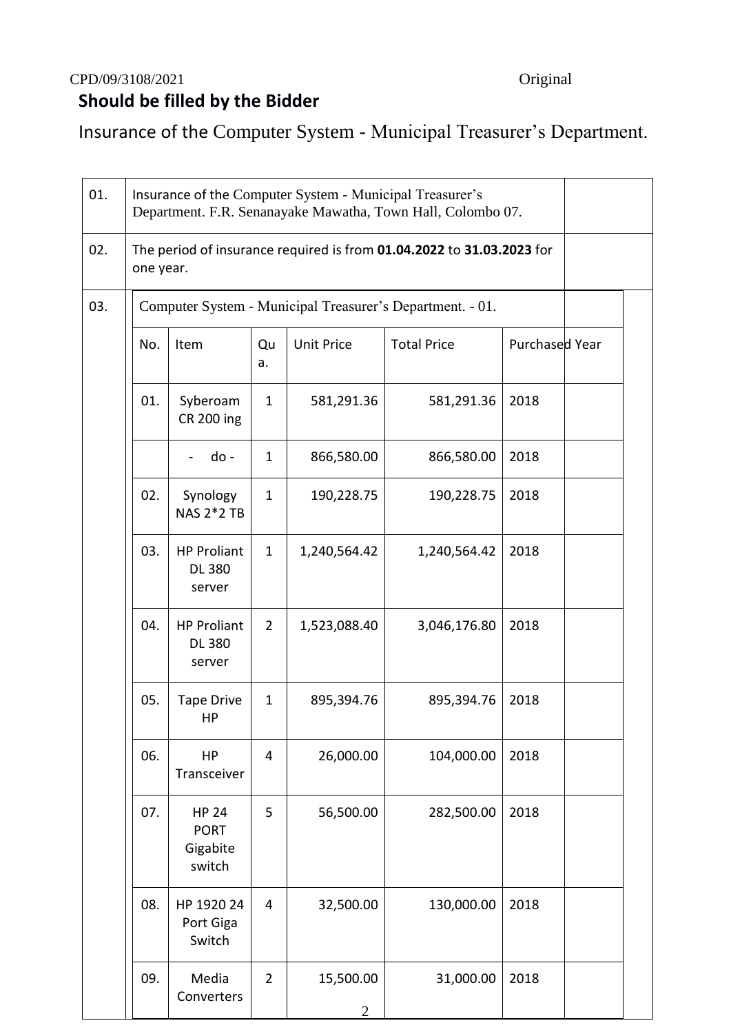CPD/09/3108/2021 Original

**Should be filled by the Bidder**

Insurance of the Computer System - Municipal Treasurer's Department.

| | | |
|---|---|---|
| 01. | Insurance of the Computer System - Municipal Treasurer's Department. F.R. Senanayake Mawatha, Town Hall, Colombo 07. | |
| 02. | The period of insurance required is from **01.04.2022** to **31.03.2023** for one year. | |
| 03. | Computer System - Municipal Treasurer's Department. - 01. | |

| No. | Item | Qua. | Unit Price | Total Price | Purchased Year | |
|---|---|---|---|---|---|---|
| 01. | Syberoam CR 200 ing | 1 | 581,291.36 | 581,291.36 | 2018 | |
| | - do - | 1 | 866,580.00 | 866,580.00 | 2018 | |
| 02. | Synology NAS 2*2 TB | 1 | 190,228.75 | 190,228.75 | 2018 | |
| 03. | HP Proliant DL 380 server | 1 | 1,240,564.42 | 1,240,564.42 | 2018 | |
| 04. | HP Proliant DL 380 server | 2 | 1,523,088.40 | 3,046,176.80 | 2018 | |
| 05. | Tape Drive HP | 1 | 895,394.76 | 895,394.76 | 2018 | |
| 06. | HP Transceiver | 4 | 26,000.00 | 104,000.00 | 2018 | |
| 07. | HP 24 PORT Gigabite switch | 5 | 56,500.00 | 282,500.00 | 2018 | |
| 08. | HP 1920 24 Port Giga Switch | 4 | 32,500.00 | 130,000.00 | 2018 | |
| 09. | Media Converters | 2 | 15,500.00 | 31,000.00 | 2018 | |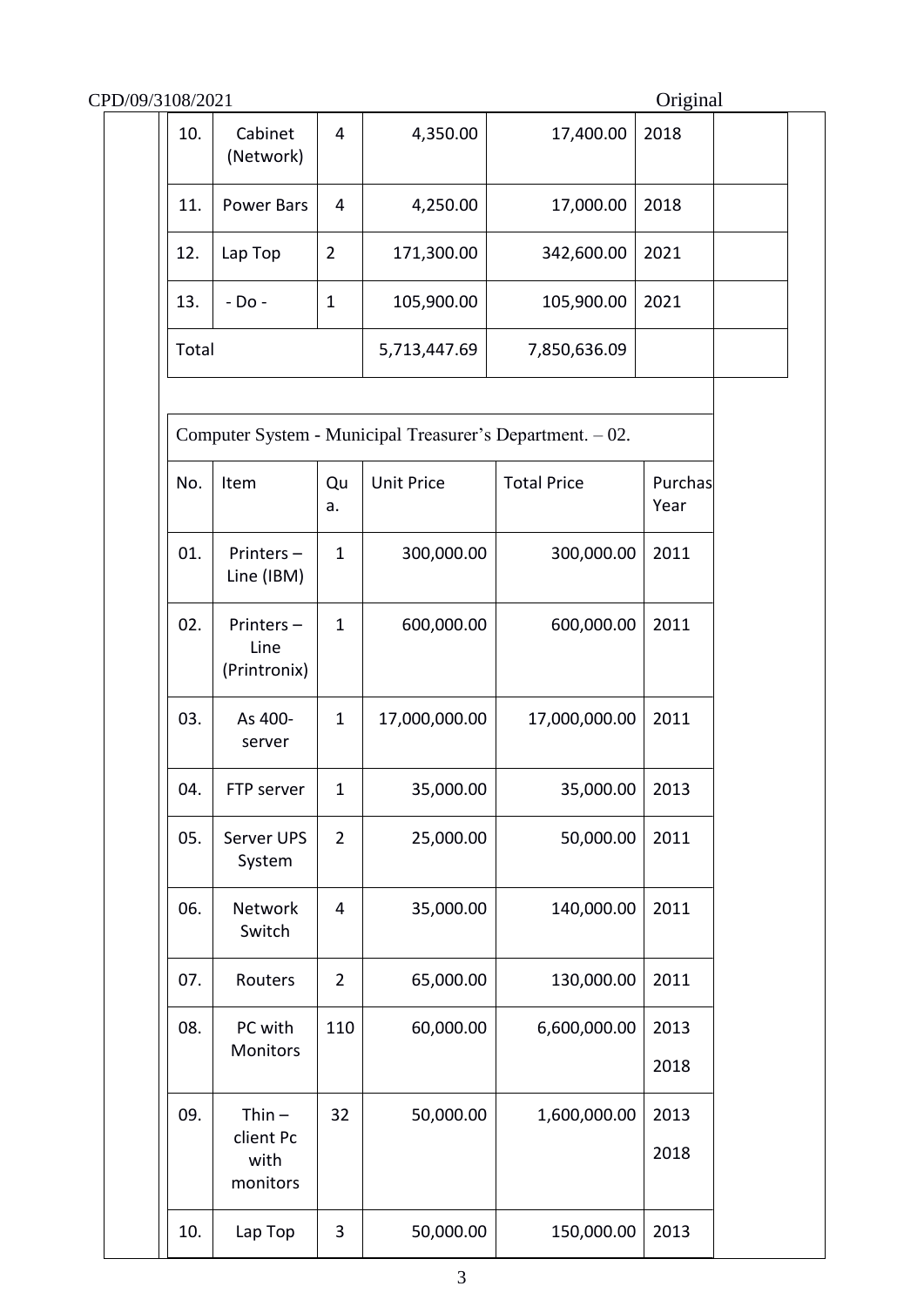| 10. | Cabinet (Network) | 4 | 4,350.00 | 17,400.00 | 2018 | |
|---|---|---|---|---|---|---|
| 11. | Power Bars | 4 | 4,250.00 | 17,000.00 | 2018 | |
| 12. | Lap Top | 2 | 171,300.00 | 342,600.00 | 2021 | |
| 13. | - Do - | 1 | 105,900.00 | 105,900.00 | 2021 | |
| Total | | | 5,713,447.69 | 7,850,636.09 | | |

Computer System - Municipal Treasurer's Department. – 02.

| No. | Item | Qua. | Unit Price | Total Price | Purchas Year |
|---|---|---|---|---|---|
| 01. | Printers – Line (IBM) | 1 | 300,000.00 | 300,000.00 | 2011 |
| 02. | Printers – Line (Printronix) | 1 | 600,000.00 | 600,000.00 | 2011 |
| 03. | As 400-server | 1 | 17,000,000.00 | 17,000,000.00 | 2011 |
| 04. | FTP server | 1 | 35,000.00 | 35,000.00 | 2013 |
| 05. | Server UPS System | 2 | 25,000.00 | 50,000.00 | 2011 |
| 06. | Network Switch | 4 | 35,000.00 | 140,000.00 | 2011 |
| 07. | Routers | 2 | 65,000.00 | 130,000.00 | 2011 |
| 08. | PC with Monitors | 110 | 60,000.00 | 6,600,000.00 | 2013 2018 |
| 09. | Thin – client Pc with monitors | 32 | 50,000.00 | 1,600,000.00 | 2013 2018 |
| 10. | Lap Top | 3 | 50,000.00 | 150,000.00 | 2013 |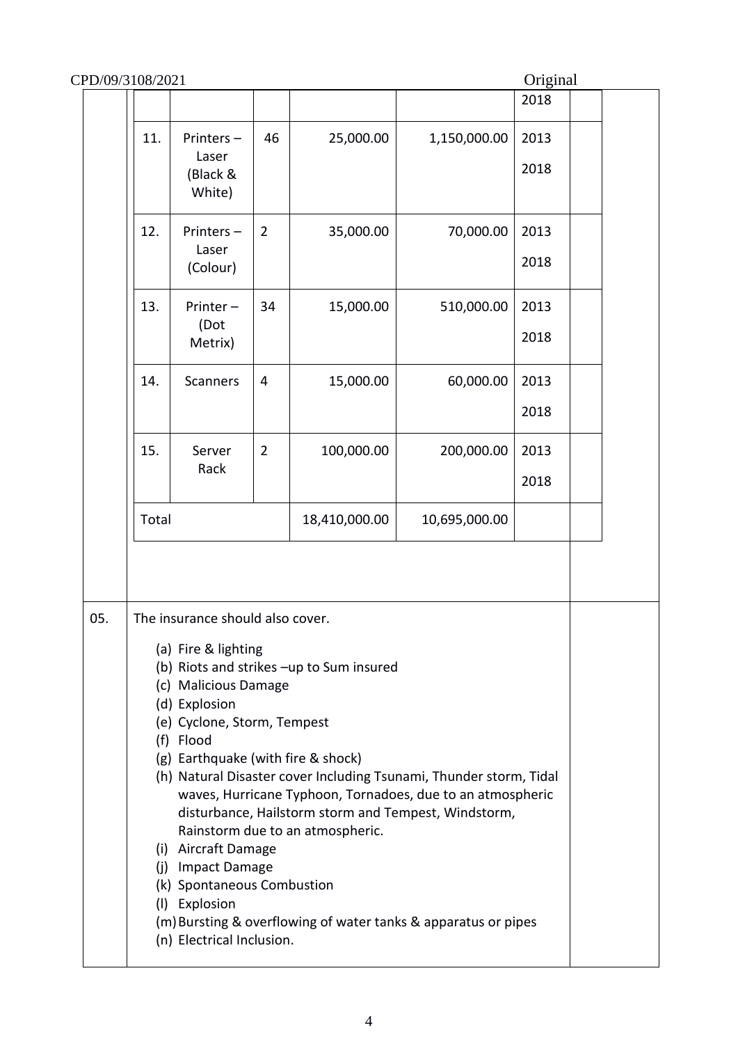| | | | | | | |
|---|---|---|---|---|---|---|
| | | | | | 2018 | |
| 11. | Printers – Laser (Black & White) | 46 | 25,000.00 | 1,150,000.00 | 2013<br>2018 | |
| 12. | Printers – Laser (Colour) | 2 | 35,000.00 | 70,000.00 | 2013<br>2018 | |
| 13. | Printer – (Dot Metrix) | 34 | 15,000.00 | 510,000.00 | 2013<br>2018 | |
| 14. | Scanners | 4 | 15,000.00 | 60,000.00 | 2013<br>2018 | |
| 15. | Server Rack | 2 | 100,000.00 | 200,000.00 | 2013<br>2018 | |
| Total | | | 18,410,000.00 | 10,695,000.00 | | |

| | | |
|---|---|---|
| 05. | The insurance should also cover.<br><br>(a) Fire & lighting<br>(b) Riots and strikes –up to Sum insured<br>(c) Malicious Damage<br>(d) Explosion<br>(e) Cyclone, Storm, Tempest<br>(f) Flood<br>(g) Earthquake (with fire & shock)<br>(h) Natural Disaster cover Including Tsunami, Thunder storm, Tidal waves, Hurricane Typhoon, Tornadoes, due to an atmospheric disturbance, Hailstorm storm and Tempest, Windstorm, Rainstorm due to an atmospheric.<br>(i) Aircraft Damage<br>(j) Impact Damage<br>(k) Spontaneous Combustion<br>(l) Explosion<br>(m) Bursting & overflowing of water tanks & apparatus or pipes<br>(n) Electrical Inclusion. | |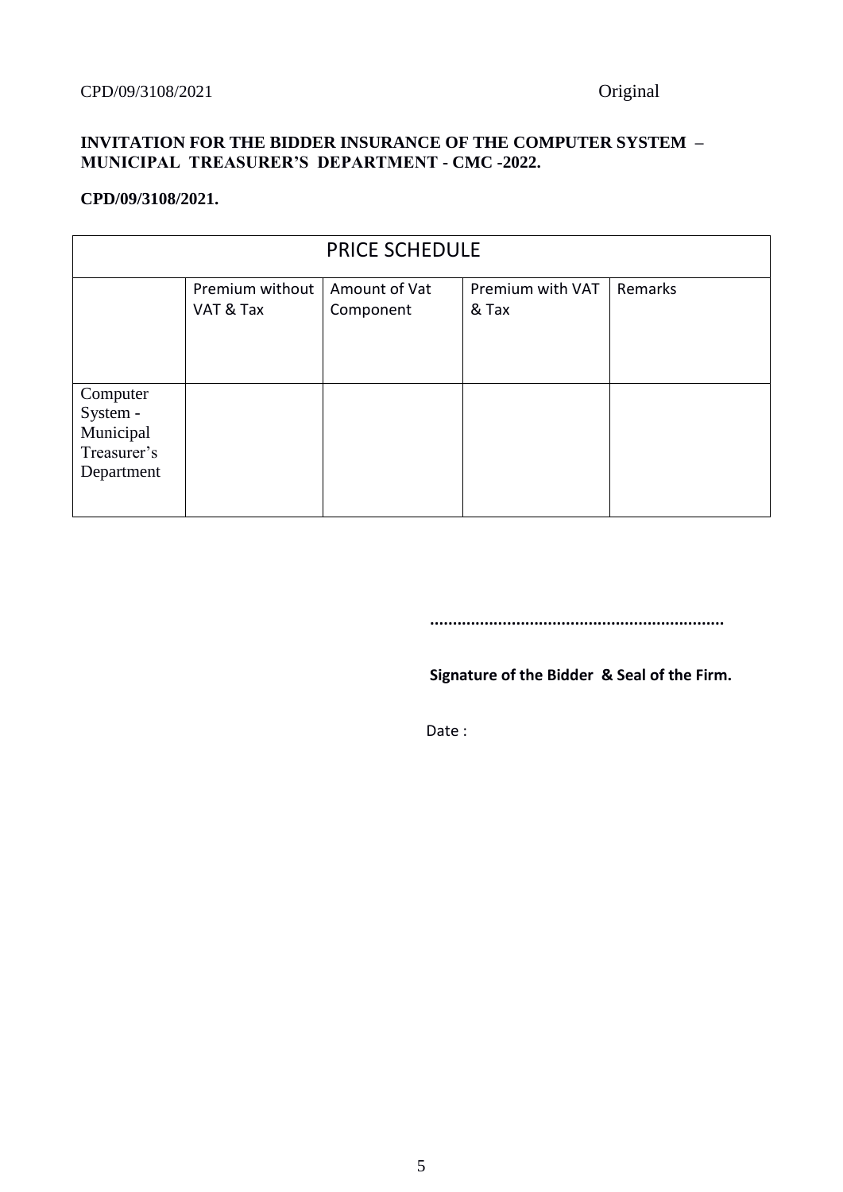CPD/09/3108/2021 Original

**INVITATION FOR THE BIDDER INSURANCE OF THE COMPUTER SYSTEM – MUNICIPAL TREASURER'S DEPARTMENT - CMC -2022.**

**CPD/09/3108/2021.**

| PRICE SCHEDULE | | | | |
|---|---|---|---|---|
| | Premium without VAT & Tax | Amount of Vat Component | Premium with VAT & Tax | Remarks |
| Computer System - Municipal Treasurer's Department | | | | |

..................................................................

**Signature of the Bidder & Seal of the Firm.**

Date :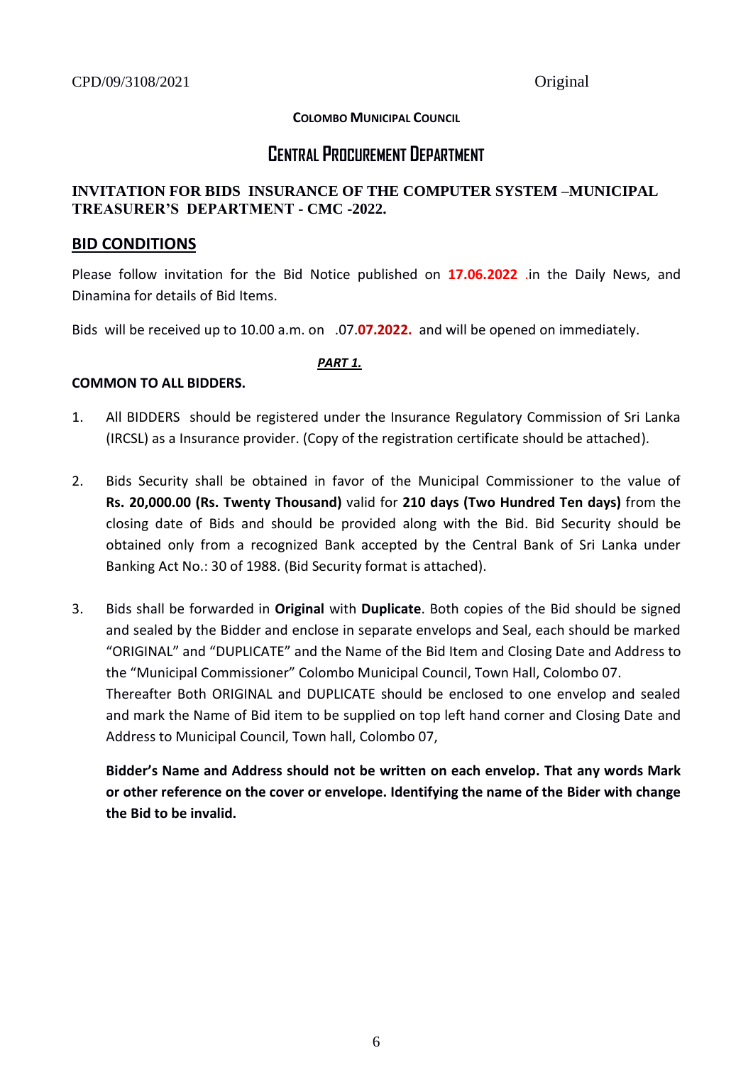CPD/09/3108/2021 Original

**COLOMBO MUNICIPAL COUNCIL**

# CENTRAL PROCUREMENT DEPARTMENT

## INVITATION FOR BIDS INSURANCE OF THE COMPUTER SYSTEM –MUNICIPAL TREASURER'S DEPARTMENT - CMC -2022.

## BID CONDITIONS

Please follow invitation for the Bid Notice published on **17.06.2022** .in the Daily News, and Dinamina for details of Bid Items.

Bids will be received up to 10.00 a.m. on .07.**07.2022.** and will be opened on immediately.

***PART 1.***

**COMMON TO ALL BIDDERS.**

1. All BIDDERS should be registered under the Insurance Regulatory Commission of Sri Lanka (IRCSL) as a Insurance provider. (Copy of the registration certificate should be attached).

2. Bids Security shall be obtained in favor of the Municipal Commissioner to the value of **Rs. 20,000.00 (Rs. Twenty Thousand)** valid for **210 days (Two Hundred Ten days)** from the closing date of Bids and should be provided along with the Bid. Bid Security should be obtained only from a recognized Bank accepted by the Central Bank of Sri Lanka under Banking Act No.: 30 of 1988. (Bid Security format is attached).

3. Bids shall be forwarded in **Original** with **Duplicate**. Both copies of the Bid should be signed and sealed by the Bidder and enclose in separate envelops and Seal, each should be marked "ORIGINAL" and "DUPLICATE" and the Name of the Bid Item and Closing Date and Address to the "Municipal Commissioner" Colombo Municipal Council, Town Hall, Colombo 07.
   Thereafter Both ORIGINAL and DUPLICATE should be enclosed to one envelop and sealed and mark the Name of Bid item to be supplied on top left hand corner and Closing Date and Address to Municipal Council, Town hall, Colombo 07,

   **Bidder's Name and Address should not be written on each envelop. That any words Mark or other reference on the cover or envelope. Identifying the name of the Bider with change the Bid to be invalid.**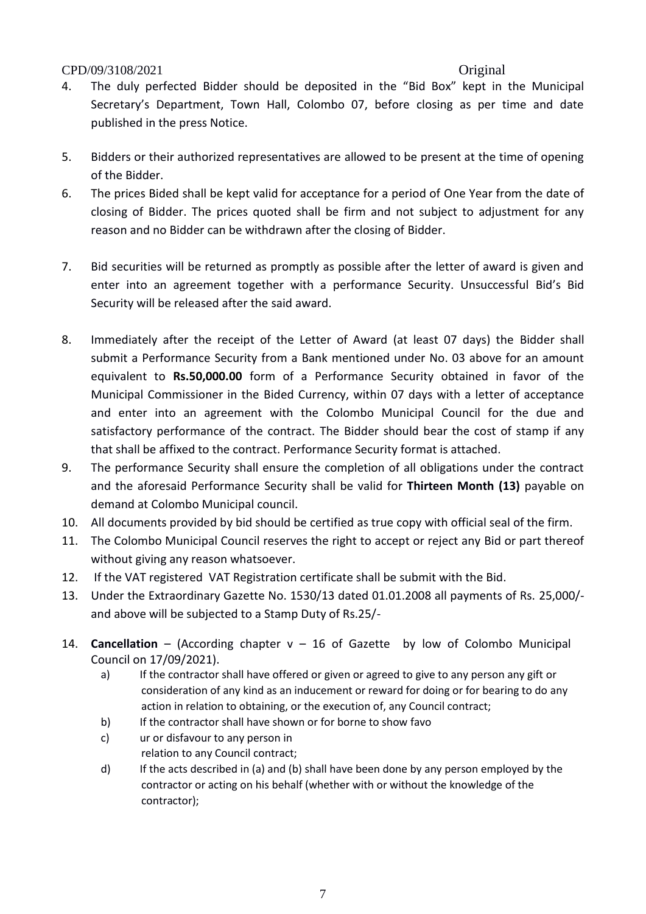4. The duly perfected Bidder should be deposited in the "Bid Box" kept in the Municipal Secretary's Department, Town Hall, Colombo 07, before closing as per time and date published in the press Notice.

5. Bidders or their authorized representatives are allowed to be present at the time of opening of the Bidder.

6. The prices Bided shall be kept valid for acceptance for a period of One Year from the date of closing of Bidder. The prices quoted shall be firm and not subject to adjustment for any reason and no Bidder can be withdrawn after the closing of Bidder.

7. Bid securities will be returned as promptly as possible after the letter of award is given and enter into an agreement together with a performance Security. Unsuccessful Bid's Bid Security will be released after the said award.

8. Immediately after the receipt of the Letter of Award (at least 07 days) the Bidder shall submit a Performance Security from a Bank mentioned under No. 03 above for an amount equivalent to **Rs.50,000.00** form of a Performance Security obtained in favor of the Municipal Commissioner in the Bided Currency, within 07 days with a letter of acceptance and enter into an agreement with the Colombo Municipal Council for the due and satisfactory performance of the contract. The Bidder should bear the cost of stamp if any that shall be affixed to the contract. Performance Security format is attached.

9. The performance Security shall ensure the completion of all obligations under the contract and the aforesaid Performance Security shall be valid for **Thirteen Month (13)** payable on demand at Colombo Municipal council.

10. All documents provided by bid should be certified as true copy with official seal of the firm.

11. The Colombo Municipal Council reserves the right to accept or reject any Bid or part thereof without giving any reason whatsoever.

12. If the VAT registered VAT Registration certificate shall be submit with the Bid.

13. Under the Extraordinary Gazette No. 1530/13 dated 01.01.2008 all payments of Rs. 25,000/- and above will be subjected to a Stamp Duty of Rs.25/-

14. **Cancellation** – (According chapter v – 16 of Gazette by low of Colombo Municipal Council on 17/09/2021).
    a) If the contractor shall have offered or given or agreed to give to any person any gift or consideration of any kind as an inducement or reward for doing or for bearing to do any action in relation to obtaining, or the execution of, any Council contract;
    b) If the contractor shall have shown or for borne to show favo
    c) ur or disfavour to any person in relation to any Council contract;
    d) If the acts described in (a) and (b) shall have been done by any person employed by the contractor or acting on his behalf (whether with or without the knowledge of the contractor);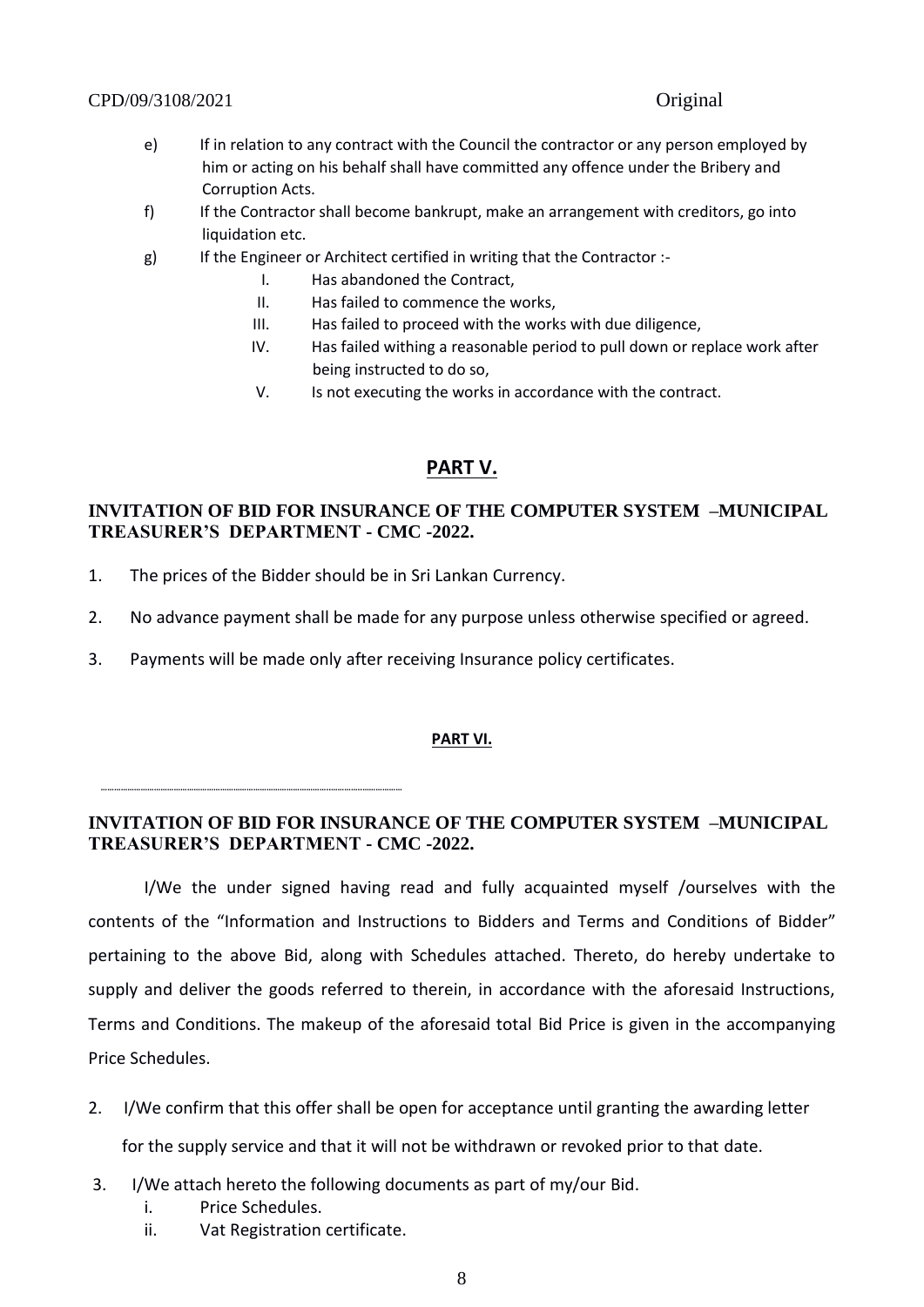e) If in relation to any contract with the Council the contractor or any person employed by him or acting on his behalf shall have committed any offence under the Bribery and Corruption Acts.

f) If the Contractor shall become bankrupt, make an arrangement with creditors, go into liquidation etc.

g) If the Engineer or Architect certified in writing that the Contractor :-

   I. Has abandoned the Contract,
   II. Has failed to commence the works,
   III. Has failed to proceed with the works with due diligence,
   IV. Has failed withing a reasonable period to pull down or replace work after being instructed to do so,
   V. Is not executing the works in accordance with the contract.

## PART V.

**INVITATION OF BID FOR INSURANCE OF THE COMPUTER SYSTEM –MUNICIPAL TREASURER'S DEPARTMENT - CMC -2022.**

1. The prices of the Bidder should be in Sri Lankan Currency.
2. No advance payment shall be made for any purpose unless otherwise specified or agreed.
3. Payments will be made only after receiving Insurance policy certificates.

## PART VI.

.......................................................................................................................

**INVITATION OF BID FOR INSURANCE OF THE COMPUTER SYSTEM –MUNICIPAL TREASURER'S DEPARTMENT - CMC -2022.**

I/We the under signed having read and fully acquainted myself /ourselves with the contents of the "Information and Instructions to Bidders and Terms and Conditions of Bidder" pertaining to the above Bid, along with Schedules attached. Thereto, do hereby undertake to supply and deliver the goods referred to therein, in accordance with the aforesaid Instructions, Terms and Conditions. The makeup of the aforesaid total Bid Price is given in the accompanying Price Schedules.

2. I/We confirm that this offer shall be open for acceptance until granting the awarding letter for the supply service and that it will not be withdrawn or revoked prior to that date.

3. I/We attach hereto the following documents as part of my/our Bid.
   i. Price Schedules.
   ii. Vat Registration certificate.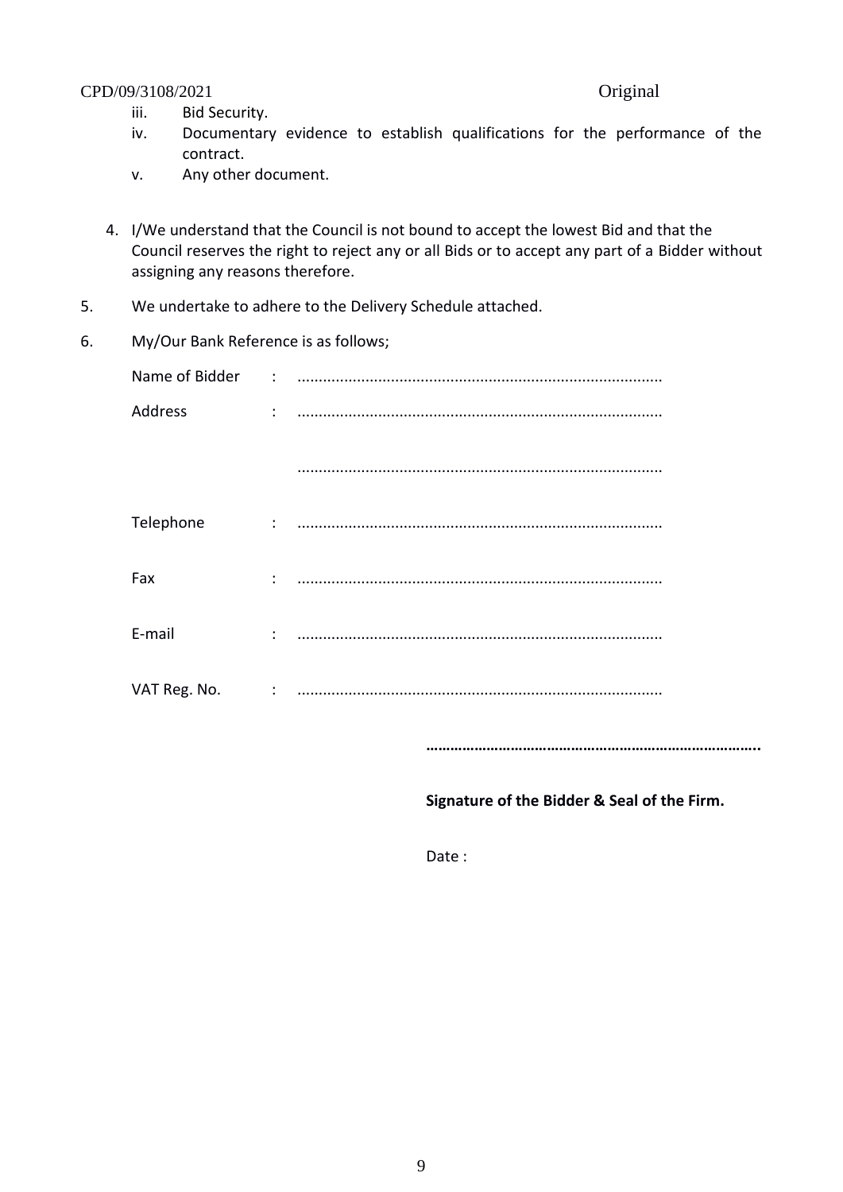iii. Bid Security.

iv. Documentary evidence to establish qualifications for the performance of the contract.

v. Any other document.

4. I/We understand that the Council is not bound to accept the lowest Bid and that the Council reserves the right to reject any or all Bids or to accept any part of a Bidder without assigning any reasons therefore.

5. We undertake to adhere to the Delivery Schedule attached.

6. My/Our Bank Reference is as follows;

Name of Bidder : ....................................................................................

Address : ....................................................................................

....................................................................................

Telephone : ....................................................................................

Fax : ....................................................................................

E-mail : ....................................................................................

VAT Reg. No. : ....................................................................................

**……………………………………………………………………..**

**Signature of the Bidder & Seal of the Firm.**

Date :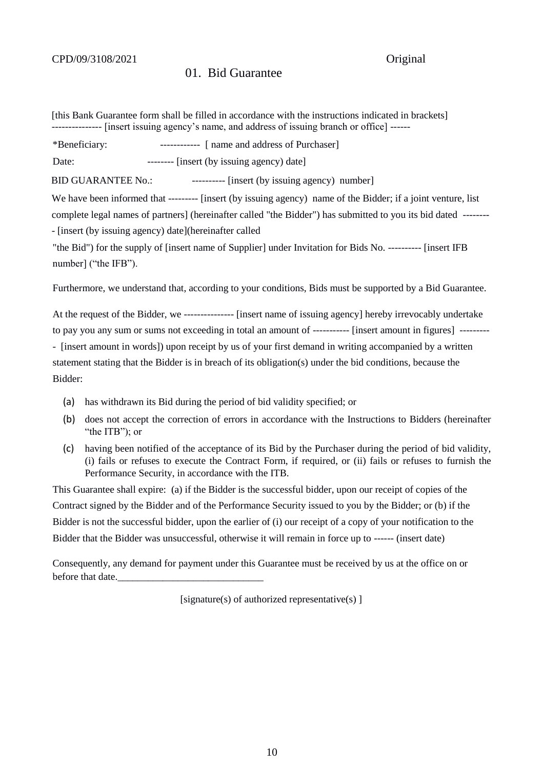CPD/09/3108/2021 Original

# 01. Bid Guarantee

[this Bank Guarantee form shall be filled in accordance with the instructions indicated in brackets]
--------------- [insert issuing agency's name, and address of issuing branch or office] ------

*Beneficiary: ------------ [ name and address of Purchaser]

Date: -------- [insert (by issuing agency) date]

BID GUARANTEE No.: ---------- [insert (by issuing agency) number]

We have been informed that --------- [insert (by issuing agency) name of the Bidder; if a joint venture, list complete legal names of partners] (hereinafter called "the Bidder") has submitted to you its bid dated --------- [insert (by issuing agency) date](hereinafter called "the Bid") for the supply of [insert name of Supplier] under Invitation for Bids No. ---------- [insert IFB number] ("the IFB").

Furthermore, we understand that, according to your conditions, Bids must be supported by a Bid Guarantee.

At the request of the Bidder, we --------------- [insert name of issuing agency] hereby irrevocably undertake to pay you any sum or sums not exceeding in total an amount of ----------- [insert amount in figures] ---------- [insert amount in words]) upon receipt by us of your first demand in writing accompanied by a written statement stating that the Bidder is in breach of its obligation(s) under the bid conditions, because the Bidder:

(a) has withdrawn its Bid during the period of bid validity specified; or
(b) does not accept the correction of errors in accordance with the Instructions to Bidders (hereinafter "the ITB"); or
(c) having been notified of the acceptance of its Bid by the Purchaser during the period of bid validity, (i) fails or refuses to execute the Contract Form, if required, or (ii) fails or refuses to furnish the Performance Security, in accordance with the ITB.

This Guarantee shall expire: (a) if the Bidder is the successful bidder, upon our receipt of copies of the Contract signed by the Bidder and of the Performance Security issued to you by the Bidder; or (b) if the Bidder is not the successful bidder, upon the earlier of (i) our receipt of a copy of your notification to the Bidder that the Bidder was unsuccessful, otherwise it will remain in force up to ------ (insert date)

Consequently, any demand for payment under this Guarantee must be received by us at the office on or before that date.\_\_\_\_\_\_\_\_\_\_\_\_\_\_\_\_\_\_\_\_\_\_\_\_\_\_\_\_\_

[signature(s) of authorized representative(s) ]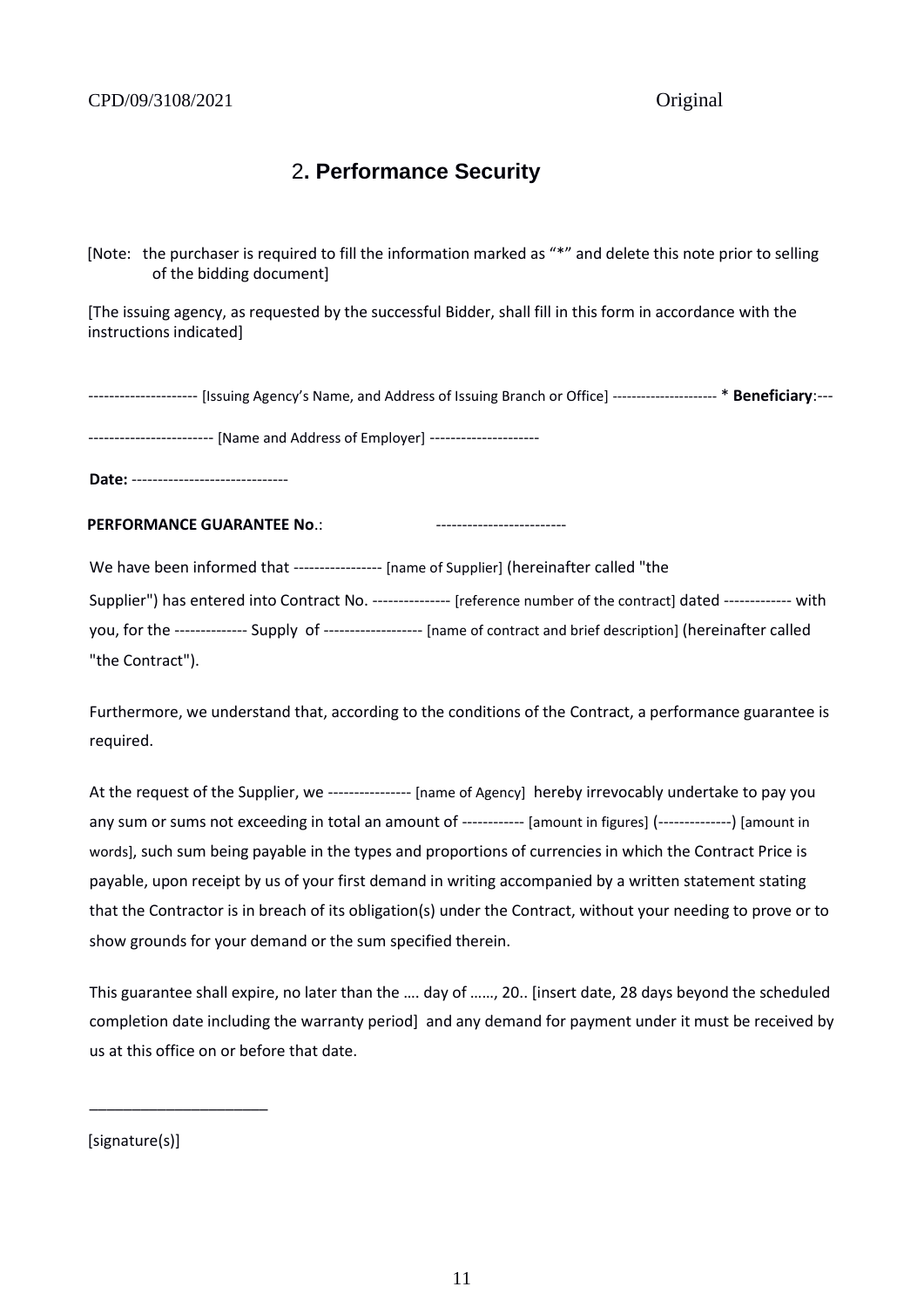# 2. Performance Security

[Note: the purchaser is required to fill the information marked as "*" and delete this note prior to selling of the bidding document]

[The issuing agency, as requested by the successful Bidder, shall fill in this form in accordance with the instructions indicated]

--------------------- [Issuing Agency's Name, and Address of Issuing Branch or Office] --------------------- * **Beneficiary**:---

------------------------ [Name and Address of Employer] ---------------------

**Date:** ------------------------------

**PERFORMANCE GUARANTEE No**.: -------------------------

We have been informed that ----------------- [name of Supplier] (hereinafter called "the Supplier") has entered into Contract No. --------------- [reference number of the contract] dated ------------- with you, for the -------------- Supply of ------------------- [name of contract and brief description] (hereinafter called "the Contract").

Furthermore, we understand that, according to the conditions of the Contract, a performance guarantee is required.

At the request of the Supplier, we ---------------- [name of Agency] hereby irrevocably undertake to pay you any sum or sums not exceeding in total an amount of ------------ [amount in figures] (--------------) [amount in words], such sum being payable in the types and proportions of currencies in which the Contract Price is payable, upon receipt by us of your first demand in writing accompanied by a written statement stating that the Contractor is in breach of its obligation(s) under the Contract, without your needing to prove or to show grounds for your demand or the sum specified therein.

This guarantee shall expire, no later than the …. day of ……, 20.. [insert date, 28 days beyond the scheduled completion date including the warranty period] and any demand for payment under it must be received by us at this office on or before that date.

_____________________

[signature(s)]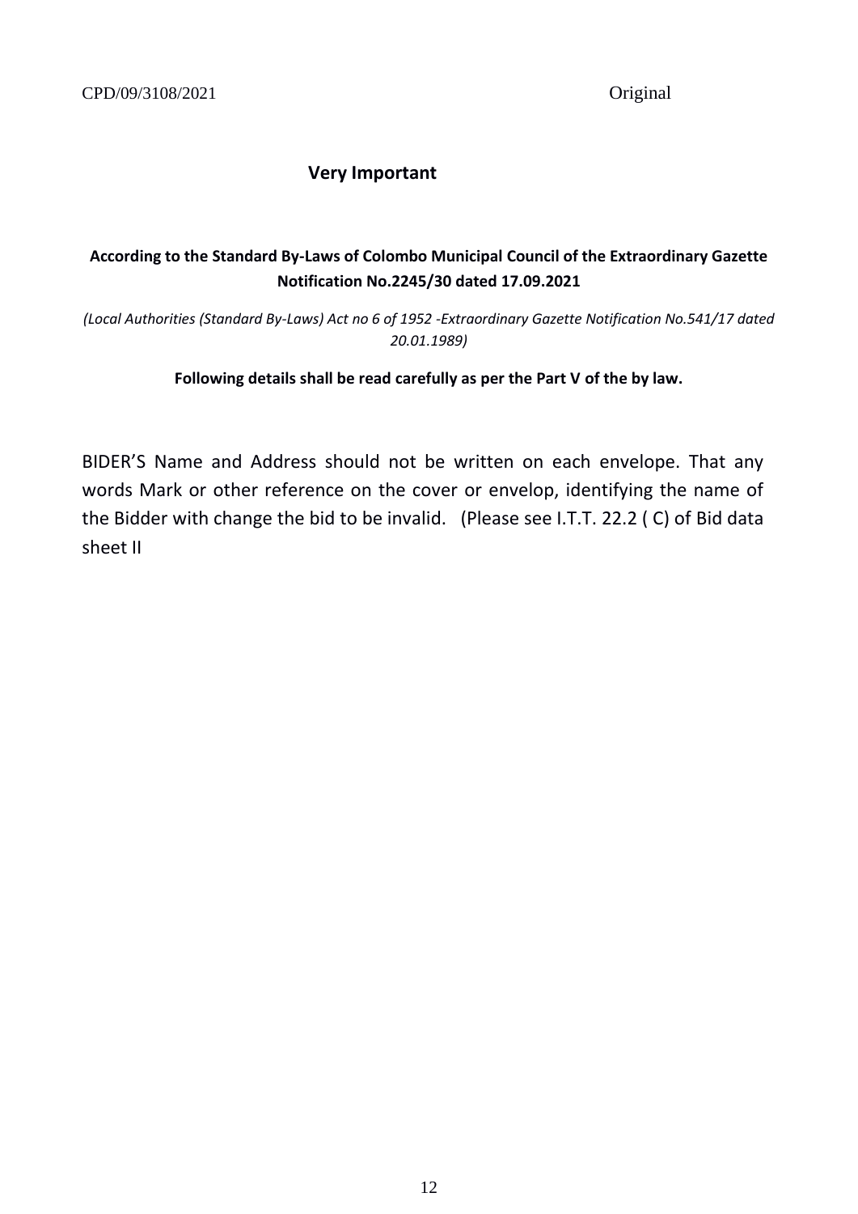CPD/09/3108/2021 Original

## Very Important

**According to the Standard By-Laws of Colombo Municipal Council of the Extraordinary Gazette Notification No.2245/30 dated 17.09.2021**

*(Local Authorities (Standard By-Laws) Act no 6 of 1952 -Extraordinary Gazette Notification No.541/17 dated 20.01.1989)*

**Following details shall be read carefully as per the Part V of the by law.**

BIDER'S Name and Address should not be written on each envelope. That any words Mark or other reference on the cover or envelop, identifying the name of the Bidder with change the bid to be invalid. (Please see I.T.T. 22.2 ( C) of Bid data sheet II